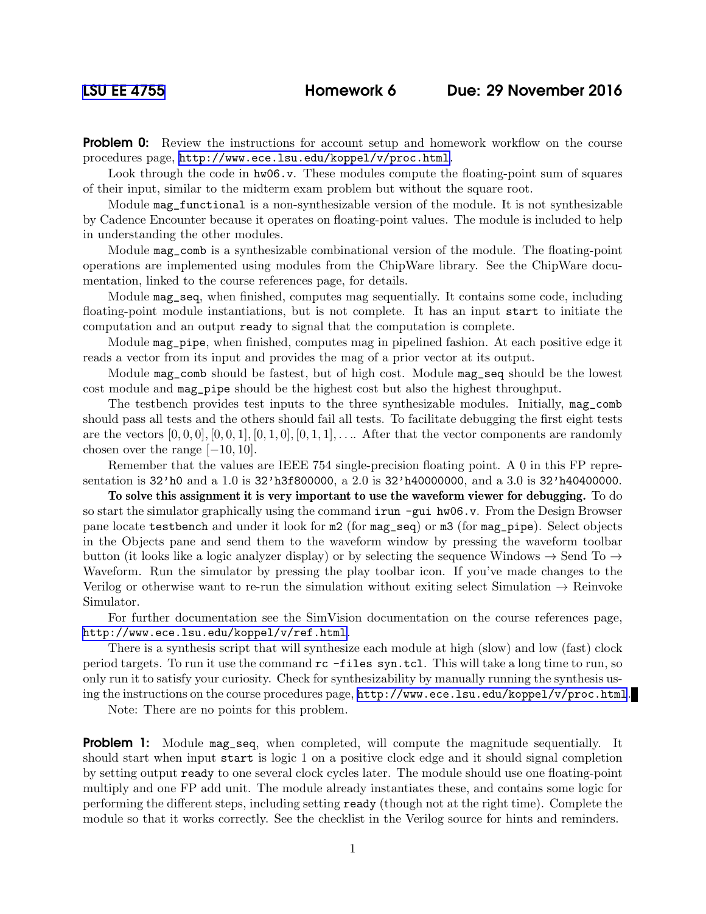LSU EE 4755 **Homework 6** **Due: 29 November 2016**

**Problem 0:** Review the instructions for account setup and homework workflow on the course procedures page, http://www.ece.lsu.edu/koppel/v/proc.html.

Look through the code in `hw06.v`. These modules compute the floating-point sum of squares of their input, similar to the midterm exam problem but without the square root.

Module `mag_functional` is a non-synthesizable version of the module. It is not synthesizable by Cadence Encounter because it operates on floating-point values. The module is included to help in understanding the other modules.

Module `mag_comb` is a synthesizable combinational version of the module. The floating-point operations are implemented using modules from the ChipWare library. See the ChipWare documentation, linked to the course references page, for details.

Module `mag_seq`, when finished, computes mag sequentially. It contains some code, including floating-point module instantiations, but is not complete. It has an input `start` to initiate the computation and an output `ready` to signal that the computation is complete.

Module `mag_pipe`, when finished, computes mag in pipelined fashion. At each positive edge it reads a vector from its input and provides the mag of a prior vector at its output.

Module `mag_comb` should be fastest, but of high cost. Module `mag_seq` should be the lowest cost module and `mag_pipe` should be the highest cost but also the highest throughput.

The testbench provides test inputs to the three synthesizable modules. Initially, `mag_comb` should pass all tests and the others should fail all tests. To facilitate debugging the first eight tests are the vectors $[0,0,0], [0,0,1], [0,1,0], [0,1,1], \ldots$. After that the vector components are randomly chosen over the range $[-10,10]$.

Remember that the values are IEEE 754 single-precision floating point. A 0 in this FP representation is `32'h0` and a 1.0 is `32'h3f800000`, a 2.0 is `32'h40000000`, and a 3.0 is `32'h40400000`.

**To solve this assignment it is very important to use the waveform viewer for debugging.** To do so start the simulator graphically using the command `irun -gui hw06.v`. From the Design Browser pane locate `testbench` and under it look for `m2` (for `mag_seq`) or `m3` (for `mag_pipe`). Select objects in the Objects pane and send them to the waveform window by pressing the waveform toolbar button (it looks like a logic analyzer display) or by selecting the sequence Windows → Send To → Waveform. Run the simulator by pressing the play toolbar icon. If you've made changes to the Verilog or otherwise want to re-run the simulation without exiting select Simulation → Reinvoke Simulator.

For further documentation see the SimVision documentation on the course references page, http://www.ece.lsu.edu/koppel/v/ref.html.

There is a synthesis script that will synthesize each module at high (slow) and low (fast) clock period targets. To run it use the command `rc -files syn.tcl`. This will take a long time to run, so only run it to satisfy your curiosity. Check for synthesizability by manually running the synthesis using the instructions on the course procedures page, http://www.ece.lsu.edu/koppel/v/proc.html.

Note: There are no points for this problem.

**Problem 1:** Module `mag_seq`, when completed, will compute the magnitude sequentially. It should start when input `start` is logic 1 on a positive clock edge and it should signal completion by setting output `ready` to one several clock cycles later. The module should use one floating-point multiply and one FP add unit. The module already instantiates these, and contains some logic for performing the different steps, including setting `ready` (though not at the right time). Complete the module so that it works correctly. See the checklist in the Verilog source for hints and reminders.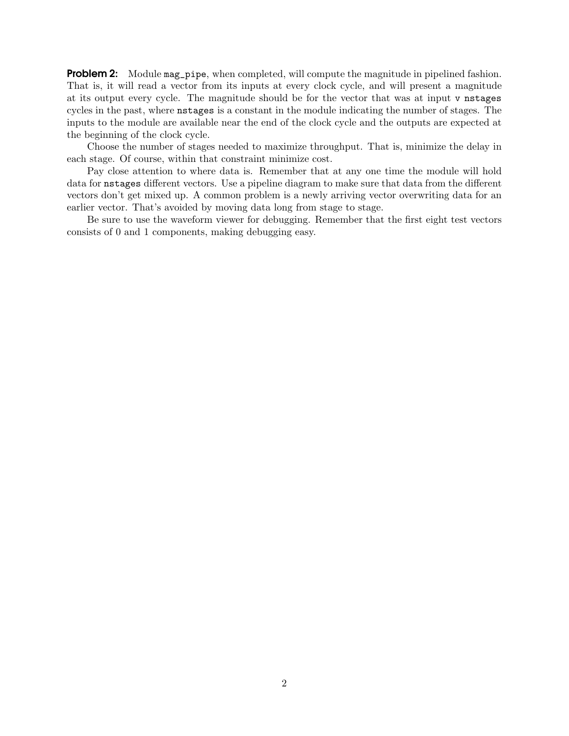**Problem 2:** Module `mag_pipe`, when completed, will compute the magnitude in pipelined fashion. That is, it will read a vector from its inputs at every clock cycle, and will present a magnitude at its output every cycle. The magnitude should be for the vector that was at input `v` `nstages` cycles in the past, where `nstages` is a constant in the module indicating the number of stages. The inputs to the module are available near the end of the clock cycle and the outputs are expected at the beginning of the clock cycle.

Choose the number of stages needed to maximize throughput. That is, minimize the delay in each stage. Of course, within that constraint minimize cost.

Pay close attention to where data is. Remember that at any one time the module will hold data for `nstages` different vectors. Use a pipeline diagram to make sure that data from the different vectors don't get mixed up. A common problem is a newly arriving vector overwriting data for an earlier vector. That's avoided by moving data long from stage to stage.

Be sure to use the waveform viewer for debugging. Remember that the first eight test vectors consists of 0 and 1 components, making debugging easy.